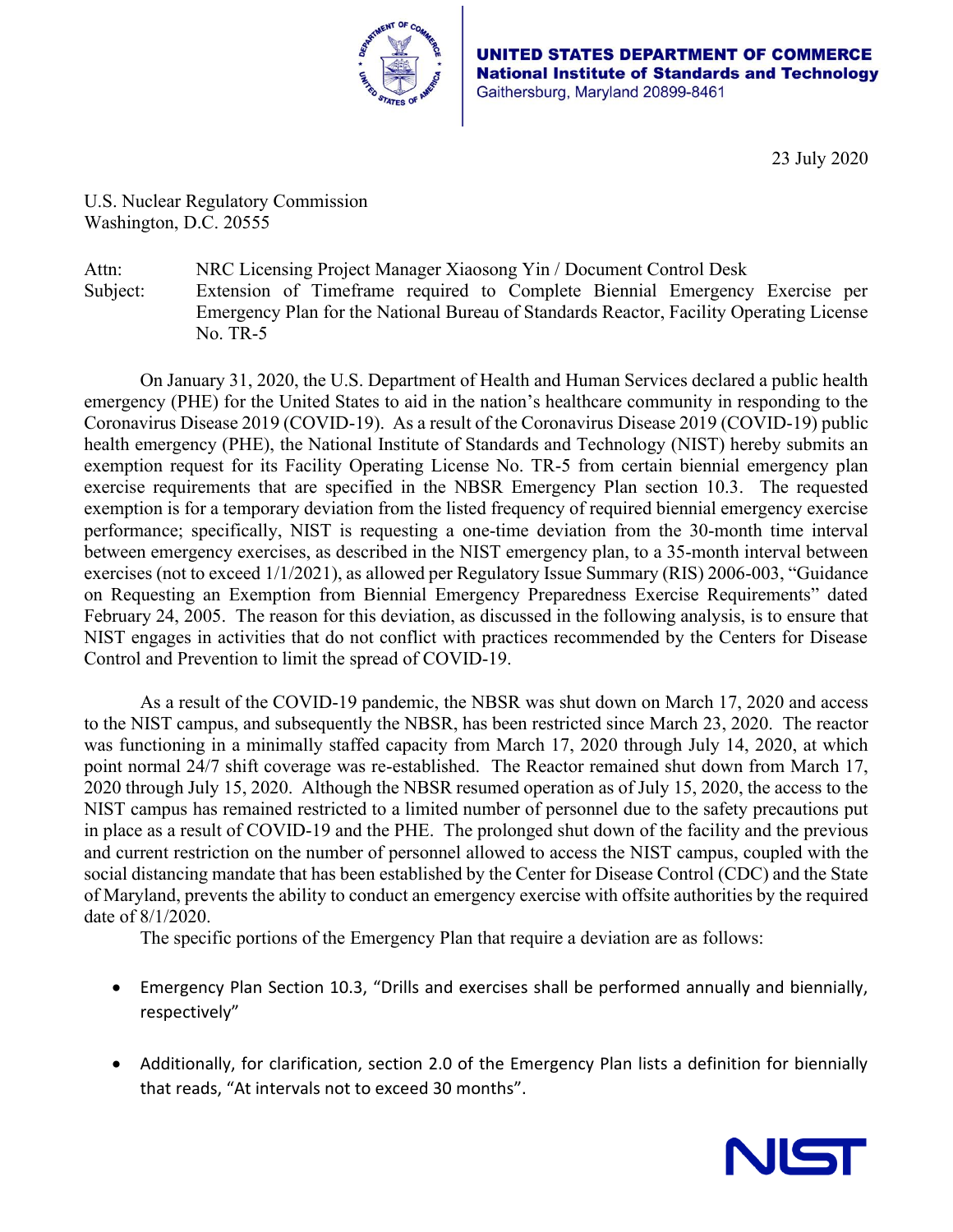**UNITED STATES DEPARTMENT OF COMMERCE**
**National Institute of Standards and Technology**
Gaithersburg, Maryland 20899-8461

23 July 2020

U.S. Nuclear Regulatory Commission
Washington, D.C. 20555

Attn: NRC Licensing Project Manager Xiaosong Yin / Document Control Desk
Subject: Extension of Timeframe required to Complete Biennial Emergency Exercise per Emergency Plan for the National Bureau of Standards Reactor, Facility Operating License No. TR-5

On January 31, 2020, the U.S. Department of Health and Human Services declared a public health emergency (PHE) for the United States to aid in the nation's healthcare community in responding to the Coronavirus Disease 2019 (COVID-19). As a result of the Coronavirus Disease 2019 (COVID-19) public health emergency (PHE), the National Institute of Standards and Technology (NIST) hereby submits an exemption request for its Facility Operating License No. TR-5 from certain biennial emergency plan exercise requirements that are specified in the NBSR Emergency Plan section 10.3. The requested exemption is for a temporary deviation from the listed frequency of required biennial emergency exercise performance; specifically, NIST is requesting a one-time deviation from the 30-month time interval between emergency exercises, as described in the NIST emergency plan, to a 35-month interval between exercises (not to exceed 1/1/2021), as allowed per Regulatory Issue Summary (RIS) 2006-003, "Guidance on Requesting an Exemption from Biennial Emergency Preparedness Exercise Requirements" dated February 24, 2005. The reason for this deviation, as discussed in the following analysis, is to ensure that NIST engages in activities that do not conflict with practices recommended by the Centers for Disease Control and Prevention to limit the spread of COVID-19.

As a result of the COVID-19 pandemic, the NBSR was shut down on March 17, 2020 and access to the NIST campus, and subsequently the NBSR, has been restricted since March 23, 2020. The reactor was functioning in a minimally staffed capacity from March 17, 2020 through July 14, 2020, at which point normal 24/7 shift coverage was re-established. The Reactor remained shut down from March 17, 2020 through July 15, 2020. Although the NBSR resumed operation as of July 15, 2020, the access to the NIST campus has remained restricted to a limited number of personnel due to the safety precautions put in place as a result of COVID-19 and the PHE. The prolonged shut down of the facility and the previous and current restriction on the number of personnel allowed to access the NIST campus, coupled with the social distancing mandate that has been established by the Center for Disease Control (CDC) and the State of Maryland, prevents the ability to conduct an emergency exercise with offsite authorities by the required date of 8/1/2020.

The specific portions of the Emergency Plan that require a deviation are as follows:

- Emergency Plan Section 10.3, "Drills and exercises shall be performed annually and biennially, respectively"

- Additionally, for clarification, section 2.0 of the Emergency Plan lists a definition for biennially that reads, "At intervals not to exceed 30 months".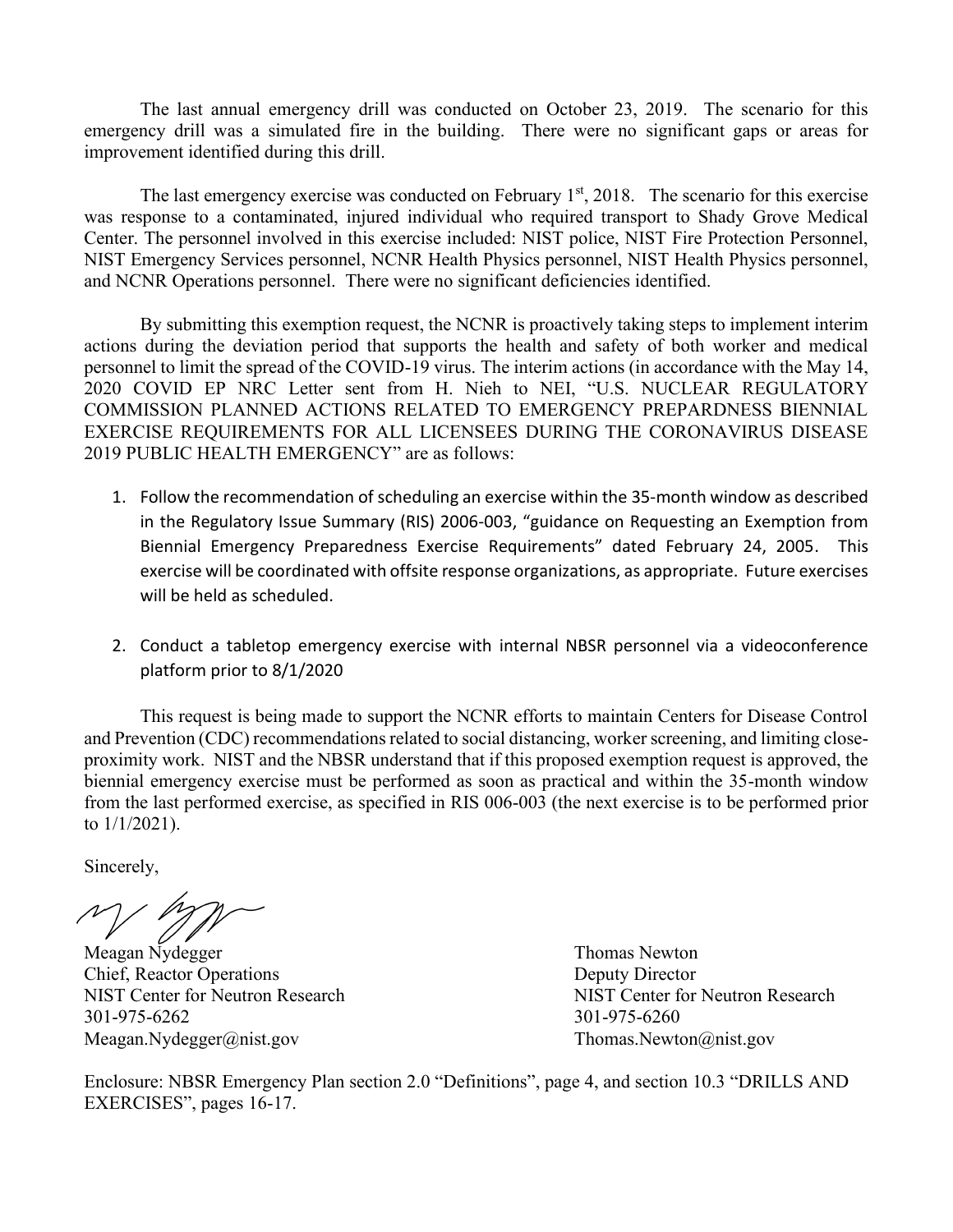The last annual emergency drill was conducted on October 23, 2019. The scenario for this emergency drill was a simulated fire in the building. There were no significant gaps or areas for improvement identified during this drill.

The last emergency exercise was conducted on February 1st, 2018. The scenario for this exercise was response to a contaminated, injured individual who required transport to Shady Grove Medical Center. The personnel involved in this exercise included: NIST police, NIST Fire Protection Personnel, NIST Emergency Services personnel, NCNR Health Physics personnel, NIST Health Physics personnel, and NCNR Operations personnel. There were no significant deficiencies identified.

By submitting this exemption request, the NCNR is proactively taking steps to implement interim actions during the deviation period that supports the health and safety of both worker and medical personnel to limit the spread of the COVID-19 virus. The interim actions (in accordance with the May 14, 2020 COVID EP NRC Letter sent from H. Nieh to NEI, "U.S. NUCLEAR REGULATORY COMMISSION PLANNED ACTIONS RELATED TO EMERGENCY PREPARDNESS BIENNIAL EXERCISE REQUIREMENTS FOR ALL LICENSEES DURING THE CORONAVIRUS DISEASE 2019 PUBLIC HEALTH EMERGENCY" are as follows:

1. Follow the recommendation of scheduling an exercise within the 35-month window as described in the Regulatory Issue Summary (RIS) 2006-003, "guidance on Requesting an Exemption from Biennial Emergency Preparedness Exercise Requirements" dated February 24, 2005. This exercise will be coordinated with offsite response organizations, as appropriate. Future exercises will be held as scheduled.

2. Conduct a tabletop emergency exercise with internal NBSR personnel via a videoconference platform prior to 8/1/2020

This request is being made to support the NCNR efforts to maintain Centers for Disease Control and Prevention (CDC) recommendations related to social distancing, worker screening, and limiting close-proximity work. NIST and the NBSR understand that if this proposed exemption request is approved, the biennial emergency exercise must be performed as soon as practical and within the 35-month window from the last performed exercise, as specified in RIS 006-003 (the next exercise is to be performed prior to 1/1/2021).

Sincerely,

Meagan Nydegger
Chief, Reactor Operations
NIST Center for Neutron Research
301-975-6262
Meagan.Nydegger@nist.gov

Thomas Newton
Deputy Director
NIST Center for Neutron Research
301-975-6260
Thomas.Newton@nist.gov

Enclosure: NBSR Emergency Plan section 2.0 "Definitions", page 4, and section 10.3 "DRILLS AND EXERCISES", pages 16-17.